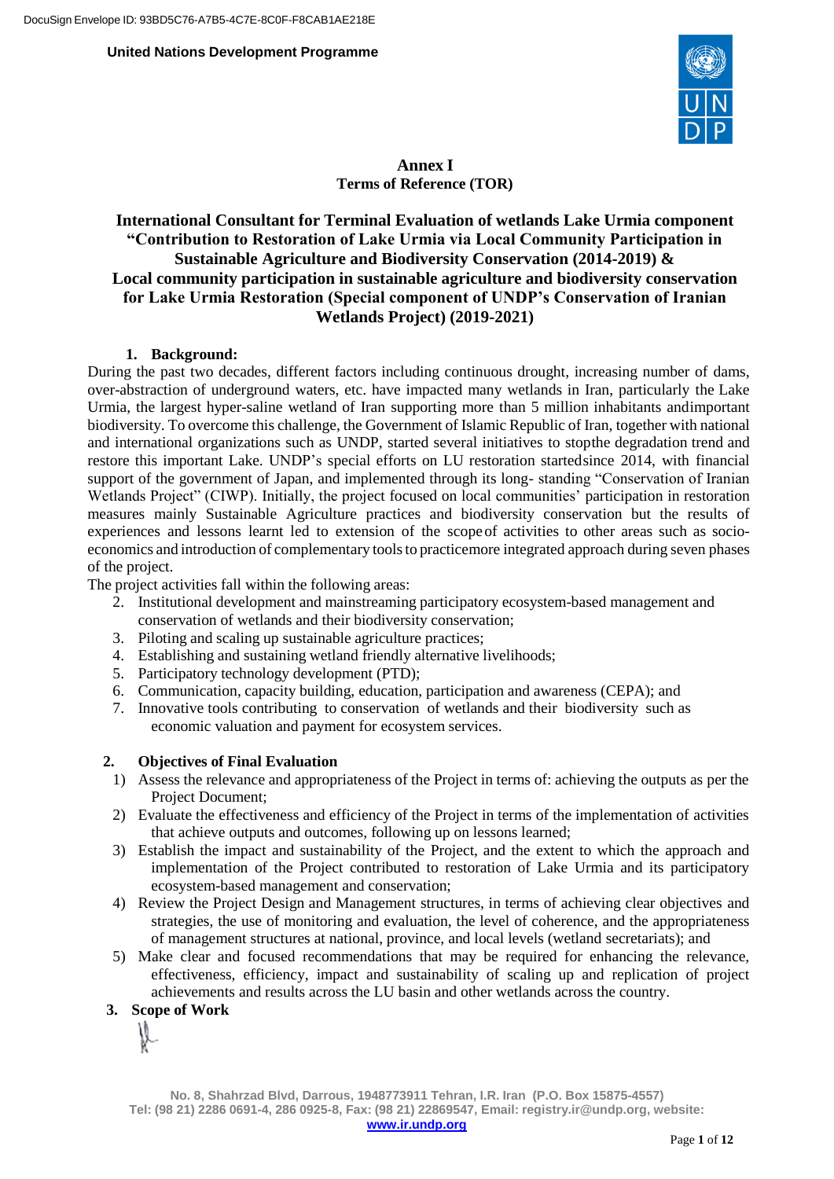United Nations Development Programme

**Annex I**
**Terms of Reference (TOR)**

# International Consultant for Terminal Evaluation of wetlands Lake Urmia component "Contribution to Restoration of Lake Urmia via Local Community Participation in Sustainable Agriculture and Biodiversity Conservation (2014-2019) & Local community participation in sustainable agriculture and biodiversity conservation for Lake Urmia Restoration (Special component of UNDP's Conservation of Iranian Wetlands Project) (2019-2021)

## 1. Background:

During the past two decades, different factors including continuous drought, increasing number of dams, over-abstraction of underground waters, etc. have impacted many wetlands in Iran, particularly the Lake Urmia, the largest hyper-saline wetland of Iran supporting more than 5 million inhabitants andimportant biodiversity. To overcome this challenge, the Government of Islamic Republic of Iran, together with national and international organizations such as UNDP, started several initiatives to stopthe degradation trend and restore this important Lake. UNDP's special efforts on LU restoration startedsince 2014, with financial support of the government of Japan, and implemented through its long- standing "Conservation of Iranian Wetlands Project" (CIWP). Initially, the project focused on local communities' participation in restoration measures mainly Sustainable Agriculture practices and biodiversity conservation but the results of experiences and lessons learnt led to extension of the scopeof activities to other areas such as socio-economics and introduction of complementary tools to practicemore integrated approach during seven phases of the project.

The project activities fall within the following areas:

2. Institutional development and mainstreaming participatory ecosystem-based management and conservation of wetlands and their biodiversity conservation;
3. Piloting and scaling up sustainable agriculture practices;
4. Establishing and sustaining wetland friendly alternative livelihoods;
5. Participatory technology development (PTD);
6. Communication, capacity building, education, participation and awareness (CEPA); and
7. Innovative tools contributing to conservation of wetlands and their biodiversity such as economic valuation and payment for ecosystem services.

## 2. Objectives of Final Evaluation

1) Assess the relevance and appropriateness of the Project in terms of: achieving the outputs as per the Project Document;
2) Evaluate the effectiveness and efficiency of the Project in terms of the implementation of activities that achieve outputs and outcomes, following up on lessons learned;
3) Establish the impact and sustainability of the Project, and the extent to which the approach and implementation of the Project contributed to restoration of Lake Urmia and its participatory ecosystem-based management and conservation;
4) Review the Project Design and Management structures, in terms of achieving clear objectives and strategies, the use of monitoring and evaluation, the level of coherence, and the appropriateness of management structures at national, province, and local levels (wetland secretariats); and
5) Make clear and focused recommendations that may be required for enhancing the relevance, effectiveness, efficiency, impact and sustainability of scaling up and replication of project achievements and results across the LU basin and other wetlands across the country.

## 3. Scope of Work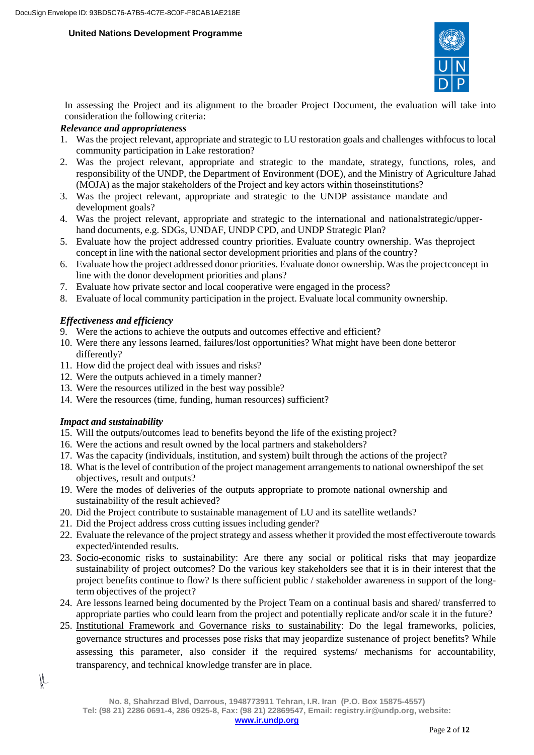In assessing the Project and its alignment to the broader Project Document, the evaluation will take into consideration the following criteria:

***Relevance and appropriateness***

1. Was the project relevant, appropriate and strategic to LU restoration goals and challenges withfocus to local community participation in Lake restoration?
2. Was the project relevant, appropriate and strategic to the mandate, strategy, functions, roles, and responsibility of the UNDP, the Department of Environment (DOE), and the Ministry of Agriculture Jahad (MOJA) as the major stakeholders of the Project and key actors within thoseinstitutions?
3. Was the project relevant, appropriate and strategic to the UNDP assistance mandate and development goals?
4. Was the project relevant, appropriate and strategic to the international and nationalstrategic/upper-hand documents, e.g. SDGs, UNDAF, UNDP CPD, and UNDP Strategic Plan?
5. Evaluate how the project addressed country priorities. Evaluate country ownership. Was theproject concept in line with the national sector development priorities and plans of the country?
6. Evaluate how the project addressed donor priorities. Evaluate donor ownership. Was the projectconcept in line with the donor development priorities and plans?
7. Evaluate how private sector and local cooperative were engaged in the process?
8. Evaluate of local community participation in the project. Evaluate local community ownership.

***Effectiveness and efficiency***

9. Were the actions to achieve the outputs and outcomes effective and efficient?
10. Were there any lessons learned, failures/lost opportunities? What might have been done betteror differently?
11. How did the project deal with issues and risks?
12. Were the outputs achieved in a timely manner?
13. Were the resources utilized in the best way possible?
14. Were the resources (time, funding, human resources) sufficient?

***Impact and sustainability***

15. Will the outputs/outcomes lead to benefits beyond the life of the existing project?
16. Were the actions and result owned by the local partners and stakeholders?
17. Was the capacity (individuals, institution, and system) built through the actions of the project?
18. What is the level of contribution of the project management arrangements to national ownershipof the set objectives, result and outputs?
19. Were the modes of deliveries of the outputs appropriate to promote national ownership and sustainability of the result achieved?
20. Did the Project contribute to sustainable management of LU and its satellite wetlands?
21. Did the Project address cross cutting issues including gender?
22. Evaluate the relevance of the project strategy and assess whether it provided the most effectiveroute towards expected/intended results.
23. <u>Socio-economic risks to sustainability</u>: Are there any social or political risks that may jeopardize sustainability of project outcomes? Do the various key stakeholders see that it is in their interest that the project benefits continue to flow? Is there sufficient public / stakeholder awareness in support of the long-term objectives of the project?
24. Are lessons learned being documented by the Project Team on a continual basis and shared/ transferred to appropriate parties who could learn from the project and potentially replicate and/or scale it in the future?
25. <u>Institutional Framework and Governance risks to sustainability</u>: Do the legal frameworks, policies, governance structures and processes pose risks that may jeopardize sustenance of project benefits? While assessing this parameter, also consider if the required systems/ mechanisms for accountability, transparency, and technical knowledge transfer are in place.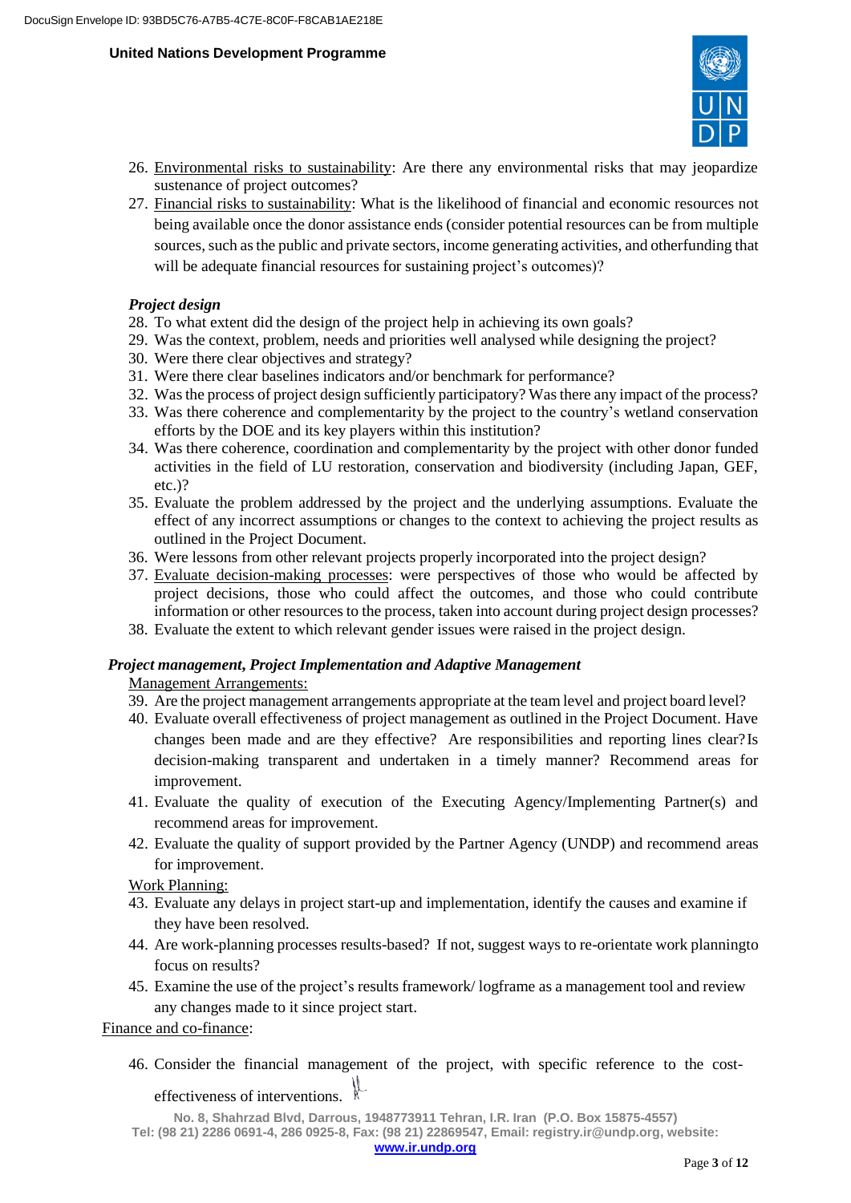26. Environmental risks to sustainability: Are there any environmental risks that may jeopardize sustenance of project outcomes?
27. Financial risks to sustainability: What is the likelihood of financial and economic resources not being available once the donor assistance ends (consider potential resources can be from multiple sources, such as the public and private sectors, income generating activities, and otherfunding that will be adequate financial resources for sustaining project's outcomes)?

***Project design***

28. To what extent did the design of the project help in achieving its own goals?
29. Was the context, problem, needs and priorities well analysed while designing the project?
30. Were there clear objectives and strategy?
31. Were there clear baselines indicators and/or benchmark for performance?
32. Was the process of project design sufficiently participatory? Was there any impact of the process?
33. Was there coherence and complementarity by the project to the country's wetland conservation efforts by the DOE and its key players within this institution?
34. Was there coherence, coordination and complementarity by the project with other donor funded activities in the field of LU restoration, conservation and biodiversity (including Japan, GEF, etc.)?
35. Evaluate the problem addressed by the project and the underlying assumptions. Evaluate the effect of any incorrect assumptions or changes to the context to achieving the project results as outlined in the Project Document.
36. Were lessons from other relevant projects properly incorporated into the project design?
37. Evaluate decision-making processes: were perspectives of those who would be affected by project decisions, those who could affect the outcomes, and those who could contribute information or other resources to the process, taken into account during project design processes?
38. Evaluate the extent to which relevant gender issues were raised in the project design.

***Project management, Project Implementation and Adaptive Management***

Management Arrangements:

39. Are the project management arrangements appropriate at the team level and project board level?
40. Evaluate overall effectiveness of project management as outlined in the Project Document. Have changes been made and are they effective? Are responsibilities and reporting lines clear? Is decision-making transparent and undertaken in a timely manner? Recommend areas for improvement.
41. Evaluate the quality of execution of the Executing Agency/Implementing Partner(s) and recommend areas for improvement.
42. Evaluate the quality of support provided by the Partner Agency (UNDP) and recommend areas for improvement.

Work Planning:

43. Evaluate any delays in project start-up and implementation, identify the causes and examine if they have been resolved.
44. Are work-planning processes results-based? If not, suggest ways to re-orientate work planningto focus on results?
45. Examine the use of the project's results framework/ logframe as a management tool and review any changes made to it since project start.

Finance and co-finance:

46. Consider the financial management of the project, with specific reference to the cost-effectiveness of interventions.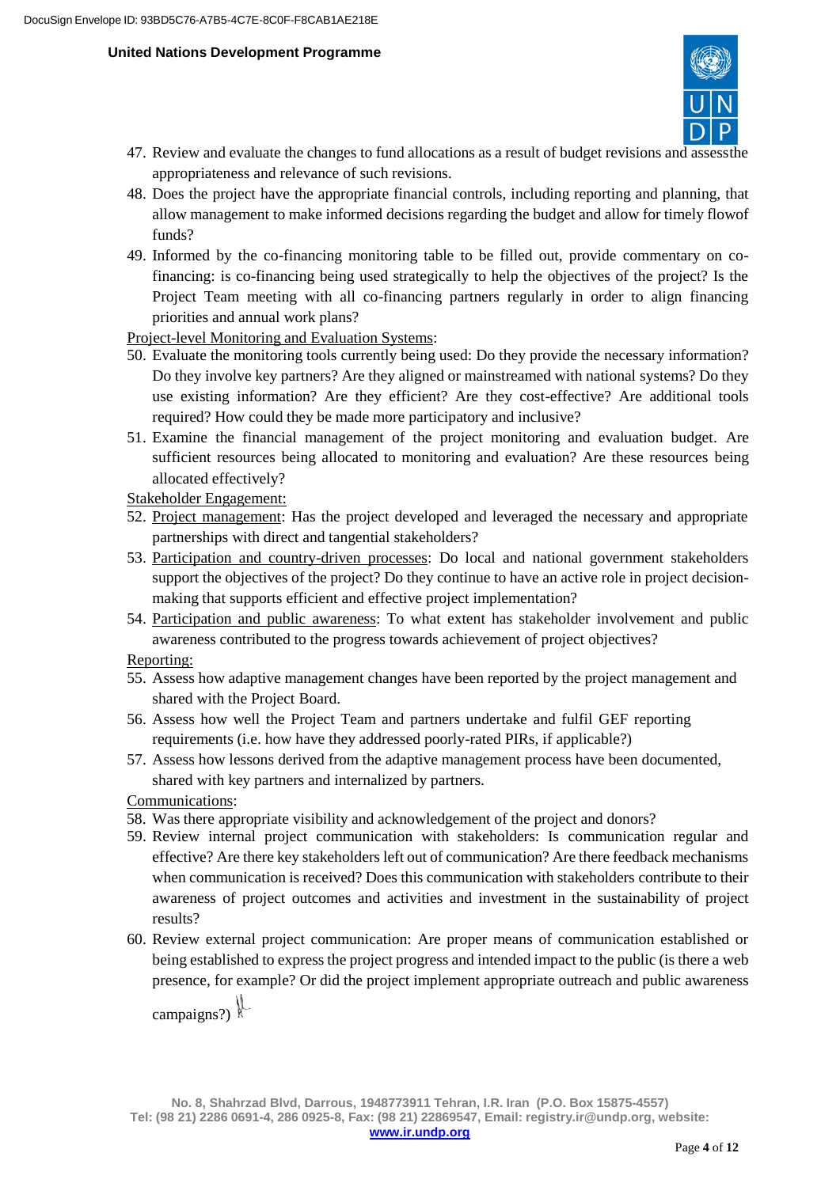47. Review and evaluate the changes to fund allocations as a result of budget revisions and assessthe appropriateness and relevance of such revisions.
48. Does the project have the appropriate financial controls, including reporting and planning, that allow management to make informed decisions regarding the budget and allow for timely flowof funds?
49. Informed by the co-financing monitoring table to be filled out, provide commentary on co-financing: is co-financing being used strategically to help the objectives of the project? Is the Project Team meeting with all co-financing partners regularly in order to align financing priorities and annual work plans?

<u>Project-level Monitoring and Evaluation Systems</u>:

50. Evaluate the monitoring tools currently being used: Do they provide the necessary information? Do they involve key partners? Are they aligned or mainstreamed with national systems? Do they use existing information? Are they efficient? Are they cost-effective? Are additional tools required? How could they be made more participatory and inclusive?
51. Examine the financial management of the project monitoring and evaluation budget. Are sufficient resources being allocated to monitoring and evaluation? Are these resources being allocated effectively?

<u>Stakeholder Engagement:</u>

52. <u>Project management</u>: Has the project developed and leveraged the necessary and appropriate partnerships with direct and tangential stakeholders?
53. <u>Participation and country-driven processes</u>: Do local and national government stakeholders support the objectives of the project? Do they continue to have an active role in project decision-making that supports efficient and effective project implementation?
54. <u>Participation and public awareness</u>: To what extent has stakeholder involvement and public awareness contributed to the progress towards achievement of project objectives?

<u>Reporting:</u>

55. Assess how adaptive management changes have been reported by the project management and shared with the Project Board.
56. Assess how well the Project Team and partners undertake and fulfil GEF reporting requirements (i.e. how have they addressed poorly-rated PIRs, if applicable?)
57. Assess how lessons derived from the adaptive management process have been documented, shared with key partners and internalized by partners.

<u>Communications</u>:

58. Was there appropriate visibility and acknowledgement of the project and donors?
59. Review internal project communication with stakeholders: Is communication regular and effective? Are there key stakeholders left out of communication? Are there feedback mechanisms when communication is received? Does this communication with stakeholders contribute to their awareness of project outcomes and activities and investment in the sustainability of project results?
60. Review external project communication: Are proper means of communication established or being established to express the project progress and intended impact to the public (is there a web presence, for example? Or did the project implement appropriate outreach and public awareness campaigns?)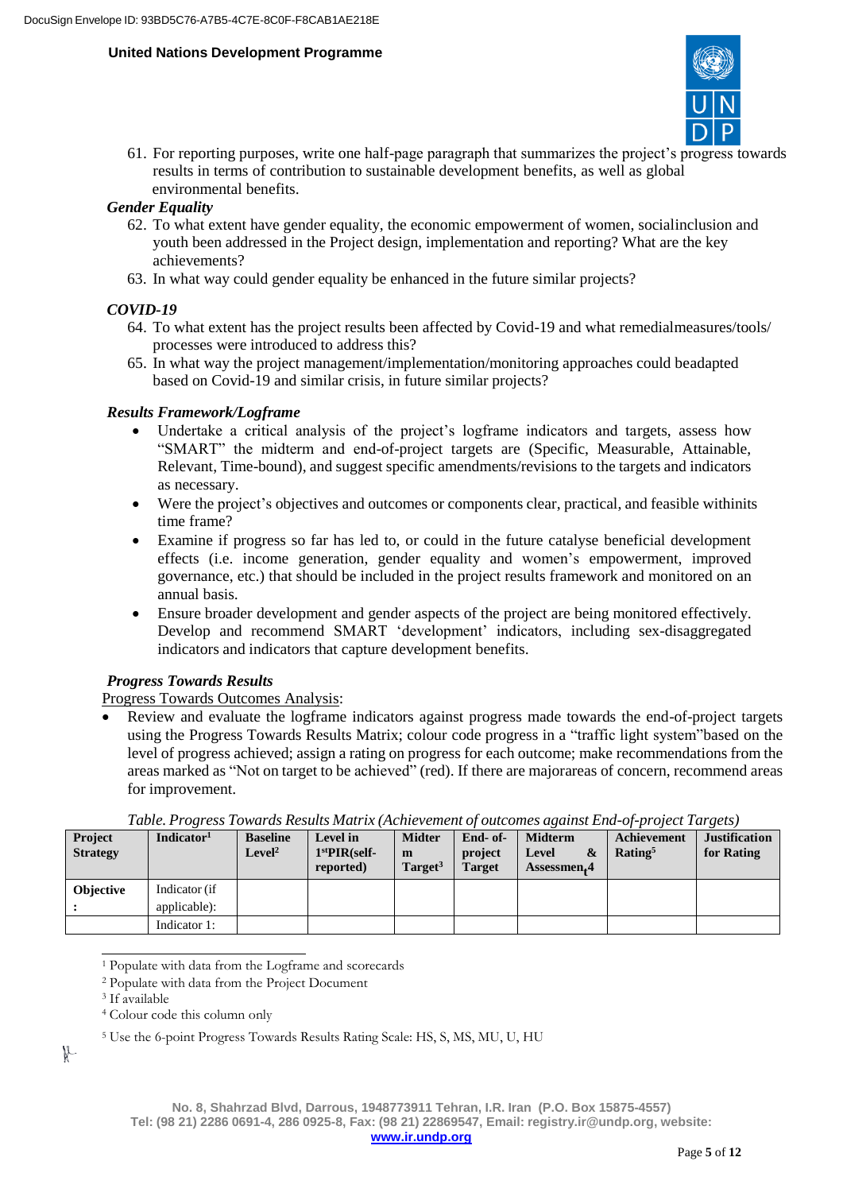61. For reporting purposes, write one half-page paragraph that summarizes the project's progress towards results in terms of contribution to sustainable development benefits, as well as global environmental benefits.

***Gender Equality***

62. To what extent have gender equality, the economic empowerment of women, socialinclusion and youth been addressed in the Project design, implementation and reporting? What are the key achievements?
63. In what way could gender equality be enhanced in the future similar projects?

***COVID-19***

64. To what extent has the project results been affected by Covid-19 and what remedialmeasures/tools/ processes were introduced to address this?
65. In what way the project management/implementation/monitoring approaches could beadapted based on Covid-19 and similar crisis, in future similar projects?

***Results Framework/Logframe***

- Undertake a critical analysis of the project's logframe indicators and targets, assess how "SMART" the midterm and end-of-project targets are (Specific, Measurable, Attainable, Relevant, Time-bound), and suggest specific amendments/revisions to the targets and indicators as necessary.
- Were the project's objectives and outcomes or components clear, practical, and feasible withinits time frame?
- Examine if progress so far has led to, or could in the future catalyse beneficial development effects (i.e. income generation, gender equality and women's empowerment, improved governance, etc.) that should be included in the project results framework and monitored on an annual basis.
- Ensure broader development and gender aspects of the project are being monitored effectively. Develop and recommend SMART 'development' indicators, including sex-disaggregated indicators and indicators that capture development benefits.

***Progress Towards Results***

Progress Towards Outcomes Analysis:

- Review and evaluate the logframe indicators against progress made towards the end-of-project targets using the Progress Towards Results Matrix; colour code progress in a "traffic light system"based on the level of progress achieved; assign a rating on progress for each outcome; make recommendations from the areas marked as "Not on target to be achieved" (red). If there are majorareas of concern, recommend areas for improvement.

*Table. Progress Towards Results Matrix (Achievement of outcomes against End-of-project Targets)*

| Project Strategy | Indicator[1] | Baseline Level[2] | Level in 1stPIR(self-reported) | Midterm Target[3] | End- of-project Target | Midterm Level & Assessment[4] | Achievement Rating[5] | Justification for Rating |
|---|---|---|---|---|---|---|---|---|
| Objective: | Indicator (if applicable): | | | | | | | |
| | Indicator 1: | | | | | | | |

[1] Populate with data from the Logframe and scorecards

[2] Populate with data from the Project Document

[3] If available

[4] Colour code this column only

[5] Use the 6-point Progress Towards Results Rating Scale: HS, S, MS, MU, U, HU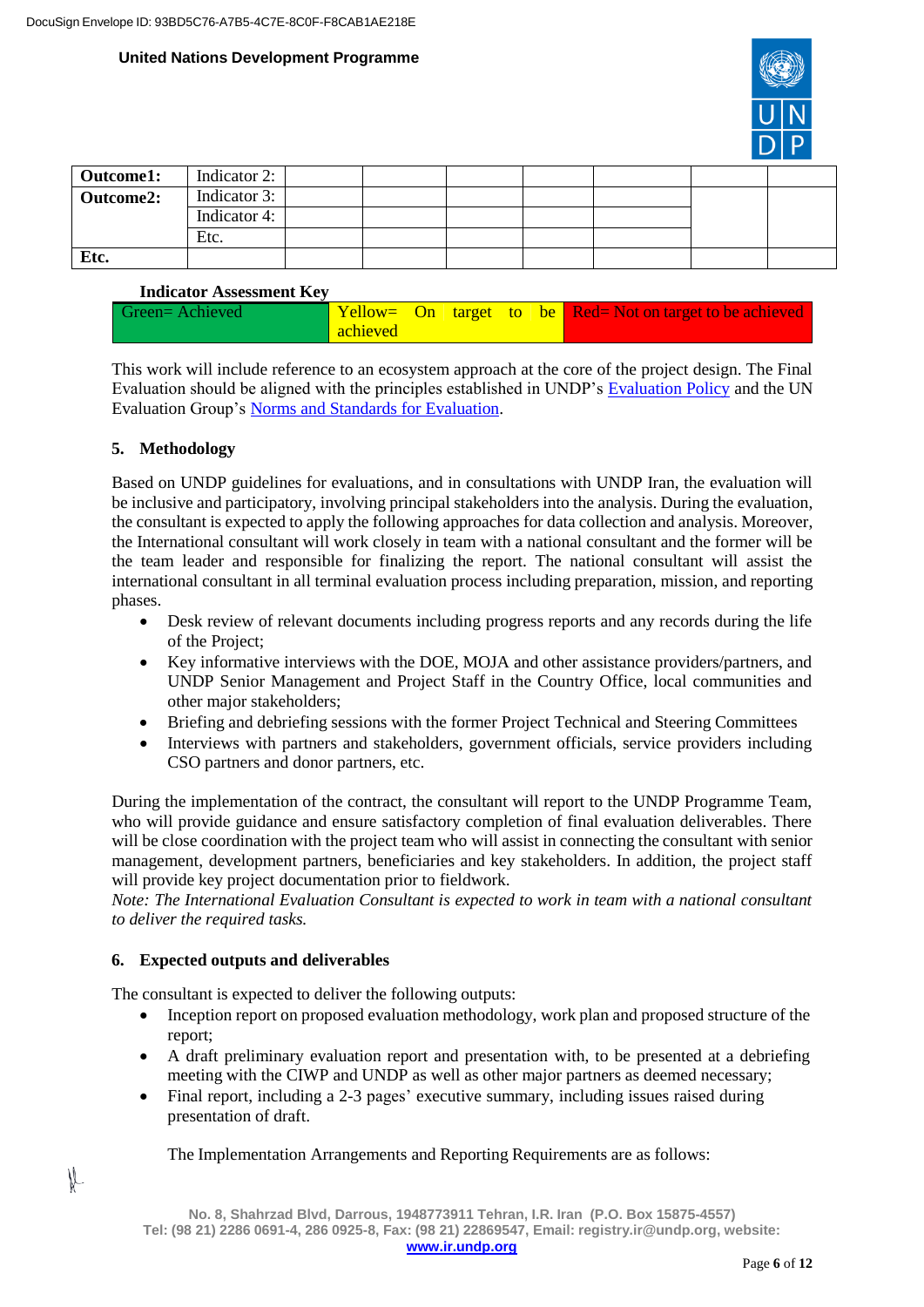| Outcome1: | Indicator 2: | | | | | | | |
|---|---|---|---|---|---|---|---|---|
| Outcome2: | Indicator 3: | | | | | | | |
| | Indicator 4: | | | | | | | |
| | Etc. | | | | | | | |
| Etc. | | | | | | | | |

**Indicator Assessment Key**

| Green= Achieved | Yellow= On target to be achieved | Red= Not on target to be achieved |
|---|---|---|

This work will include reference to an ecosystem approach at the core of the project design. The Final Evaluation should be aligned with the principles established in UNDP's Evaluation Policy and the UN Evaluation Group's Norms and Standards for Evaluation.

## 5. Methodology

Based on UNDP guidelines for evaluations, and in consultations with UNDP Iran, the evaluation will be inclusive and participatory, involving principal stakeholders into the analysis. During the evaluation, the consultant is expected to apply the following approaches for data collection and analysis. Moreover, the International consultant will work closely in team with a national consultant and the former will be the team leader and responsible for finalizing the report. The national consultant will assist the international consultant in all terminal evaluation process including preparation, mission, and reporting phases.

- Desk review of relevant documents including progress reports and any records during the life of the Project;
- Key informative interviews with the DOE, MOJA and other assistance providers/partners, and UNDP Senior Management and Project Staff in the Country Office, local communities and other major stakeholders;
- Briefing and debriefing sessions with the former Project Technical and Steering Committees
- Interviews with partners and stakeholders, government officials, service providers including CSO partners and donor partners, etc.

During the implementation of the contract, the consultant will report to the UNDP Programme Team, who will provide guidance and ensure satisfactory completion of final evaluation deliverables. There will be close coordination with the project team who will assist in connecting the consultant with senior management, development partners, beneficiaries and key stakeholders. In addition, the project staff will provide key project documentation prior to fieldwork.
*Note: The International Evaluation Consultant is expected to work in team with a national consultant to deliver the required tasks.*

## 6. Expected outputs and deliverables

The consultant is expected to deliver the following outputs:

- Inception report on proposed evaluation methodology, work plan and proposed structure of the report;
- A draft preliminary evaluation report and presentation with, to be presented at a debriefing meeting with the CIWP and UNDP as well as other major partners as deemed necessary;
- Final report, including a 2-3 pages' executive summary, including issues raised during presentation of draft.

The Implementation Arrangements and Reporting Requirements are as follows: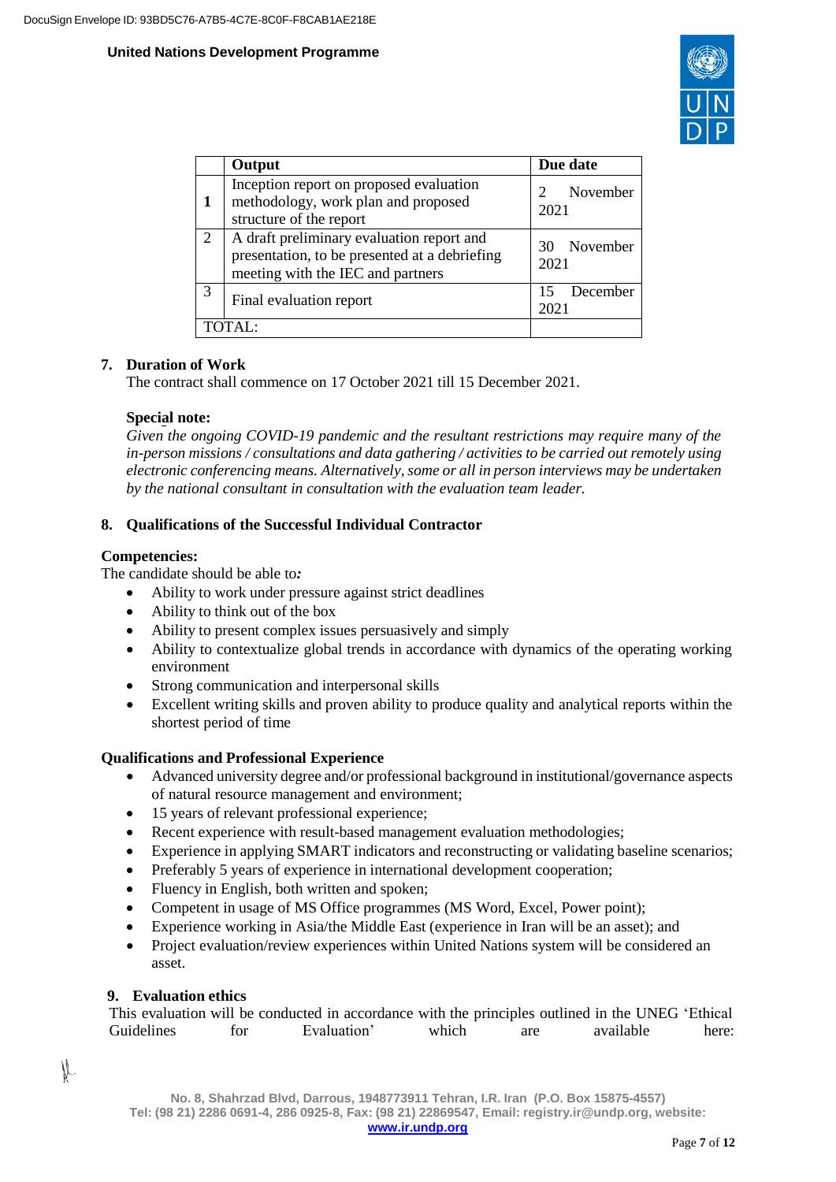| | Output | Due date |
|---|---|---|
| **1** | Inception report on proposed evaluation methodology, work plan and proposed structure of the report | 2 November 2021 |
| 2 | A draft preliminary evaluation report and presentation, to be presented at a debriefing meeting with the IEC and partners | 30 November 2021 |
| 3 | Final evaluation report | 15 December 2021 |
| TOTAL: | | |

## 7. Duration of Work

The contract shall commence on 17 October 2021 till 15 December 2021.

**Special note:**

*Given the ongoing COVID-19 pandemic and the resultant restrictions may require many of the in-person missions / consultations and data gathering / activities to be carried out remotely using electronic conferencing means. Alternatively, some or all in person interviews may be undertaken by the national consultant in consultation with the evaluation team leader.*

## 8. Qualifications of the Successful Individual Contractor

**Competencies:**

The candidate should be able to***:***

- Ability to work under pressure against strict deadlines
- Ability to think out of the box
- Ability to present complex issues persuasively and simply
- Ability to contextualize global trends in accordance with dynamics of the operating working environment
- Strong communication and interpersonal skills
- Excellent writing skills and proven ability to produce quality and analytical reports within the shortest period of time

**Qualifications and Professional Experience**

- Advanced university degree and/or professional background in institutional/governance aspects of natural resource management and environment;
- 15 years of relevant professional experience;
- Recent experience with result-based management evaluation methodologies;
- Experience in applying SMART indicators and reconstructing or validating baseline scenarios;
- Preferably 5 years of experience in international development cooperation;
- Fluency in English, both written and spoken;
- Competent in usage of MS Office programmes (MS Word, Excel, Power point);
- Experience working in Asia/the Middle East (experience in Iran will be an asset); and
- Project evaluation/review experiences within United Nations system will be considered an asset.

## 9. Evaluation ethics

This evaluation will be conducted in accordance with the principles outlined in the UNEG 'Ethical Guidelines for Evaluation' which are available here: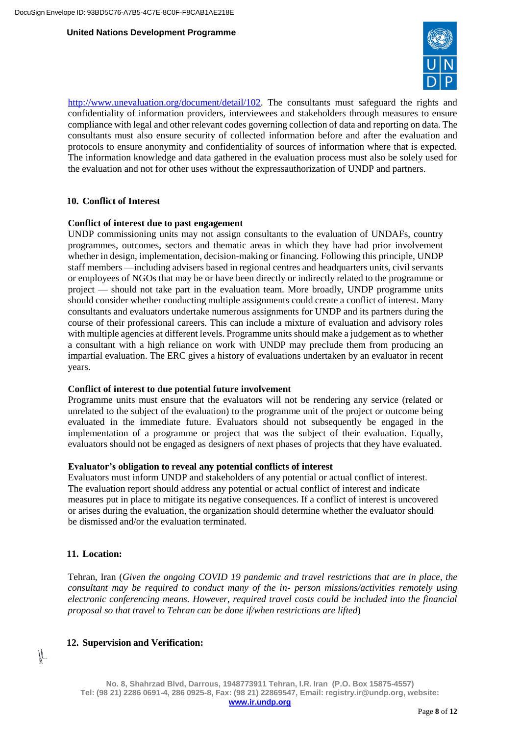http://www.unevaluation.org/document/detail/102. The consultants must safeguard the rights and confidentiality of information providers, interviewees and stakeholders through measures to ensure compliance with legal and other relevant codes governing collection of data and reporting on data. The consultants must also ensure security of collected information before and after the evaluation and protocols to ensure anonymity and confidentiality of sources of information where that is expected. The information knowledge and data gathered in the evaluation process must also be solely used for the evaluation and not for other uses without the expressauthorization of UNDP and partners.

## 10. Conflict of Interest

**Conflict of interest due to past engagement**

UNDP commissioning units may not assign consultants to the evaluation of UNDAFs, country programmes, outcomes, sectors and thematic areas in which they have had prior involvement whether in design, implementation, decision-making or financing. Following this principle, UNDP staff members —including advisers based in regional centres and headquarters units, civil servants or employees of NGOs that may be or have been directly or indirectly related to the programme or project — should not take part in the evaluation team. More broadly, UNDP programme units should consider whether conducting multiple assignments could create a conflict of interest. Many consultants and evaluators undertake numerous assignments for UNDP and its partners during the course of their professional careers. This can include a mixture of evaluation and advisory roles with multiple agencies at different levels. Programme units should make a judgement as to whether a consultant with a high reliance on work with UNDP may preclude them from producing an impartial evaluation. The ERC gives a history of evaluations undertaken by an evaluator in recent years.

**Conflict of interest to due potential future involvement**

Programme units must ensure that the evaluators will not be rendering any service (related or unrelated to the subject of the evaluation) to the programme unit of the project or outcome being evaluated in the immediate future. Evaluators should not subsequently be engaged in the implementation of a programme or project that was the subject of their evaluation. Equally, evaluators should not be engaged as designers of next phases of projects that they have evaluated.

**Evaluator's obligation to reveal any potential conflicts of interest**

Evaluators must inform UNDP and stakeholders of any potential or actual conflict of interest. The evaluation report should address any potential or actual conflict of interest and indicate measures put in place to mitigate its negative consequences. If a conflict of interest is uncovered or arises during the evaluation, the organization should determine whether the evaluator should be dismissed and/or the evaluation terminated.

## 11. Location:

Tehran, Iran (*Given the ongoing COVID 19 pandemic and travel restrictions that are in place, the consultant may be required to conduct many of the in- person missions/activities remotely using electronic conferencing means. However, required travel costs could be included into the financial proposal so that travel to Tehran can be done if/when restrictions are lifted*)

## 12. Supervision and Verification: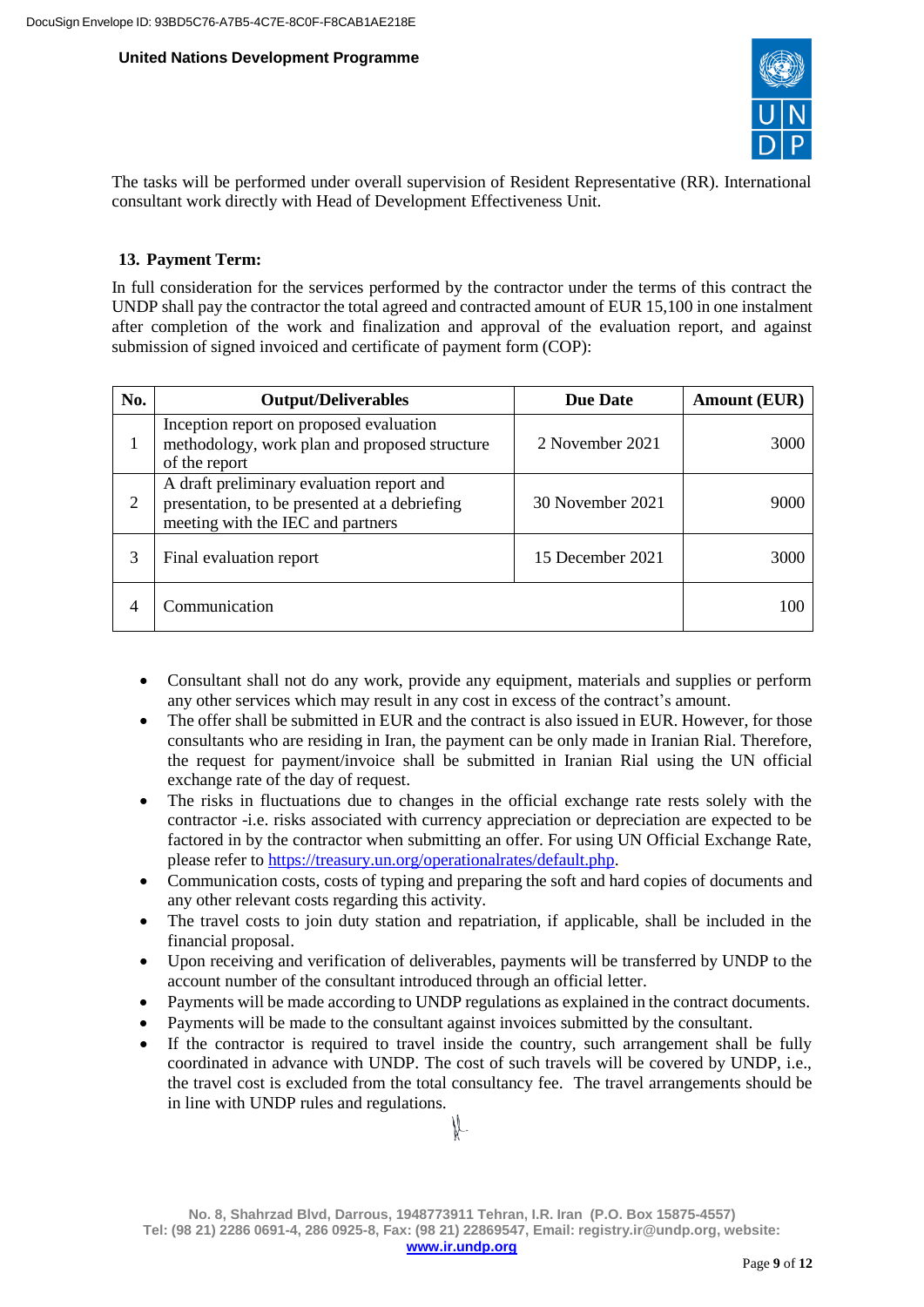The tasks will be performed under overall supervision of Resident Representative (RR). International consultant work directly with Head of Development Effectiveness Unit.

## 13. Payment Term:

In full consideration for the services performed by the contractor under the terms of this contract the UNDP shall pay the contractor the total agreed and contracted amount of EUR 15,100 in one instalment after completion of the work and finalization and approval of the evaluation report, and against submission of signed invoiced and certificate of payment form (COP):

| No. | Output/Deliverables | Due Date | Amount (EUR) |
|---|---|---|---|
| 1 | Inception report on proposed evaluation methodology, work plan and proposed structure of the report | 2 November 2021 | 3000 |
| 2 | A draft preliminary evaluation report and presentation, to be presented at a debriefing meeting with the IEC and partners | 30 November 2021 | 9000 |
| 3 | Final evaluation report | 15 December 2021 | 3000 |
| 4 | Communication | | 100 |

- Consultant shall not do any work, provide any equipment, materials and supplies or perform any other services which may result in any cost in excess of the contract's amount.
- The offer shall be submitted in EUR and the contract is also issued in EUR. However, for those consultants who are residing in Iran, the payment can be only made in Iranian Rial. Therefore, the request for payment/invoice shall be submitted in Iranian Rial using the UN official exchange rate of the day of request.
- The risks in fluctuations due to changes in the official exchange rate rests solely with the contractor -i.e. risks associated with currency appreciation or depreciation are expected to be factored in by the contractor when submitting an offer. For using UN Official Exchange Rate, please refer to https://treasury.un.org/operationalrates/default.php.
- Communication costs, costs of typing and preparing the soft and hard copies of documents and any other relevant costs regarding this activity.
- The travel costs to join duty station and repatriation, if applicable, shall be included in the financial proposal.
- Upon receiving and verification of deliverables, payments will be transferred by UNDP to the account number of the consultant introduced through an official letter.
- Payments will be made according to UNDP regulations as explained in the contract documents.
- Payments will be made to the consultant against invoices submitted by the consultant.
- If the contractor is required to travel inside the country, such arrangement shall be fully coordinated in advance with UNDP. The cost of such travels will be covered by UNDP, i.e., the travel cost is excluded from the total consultancy fee. The travel arrangements should be in line with UNDP rules and regulations.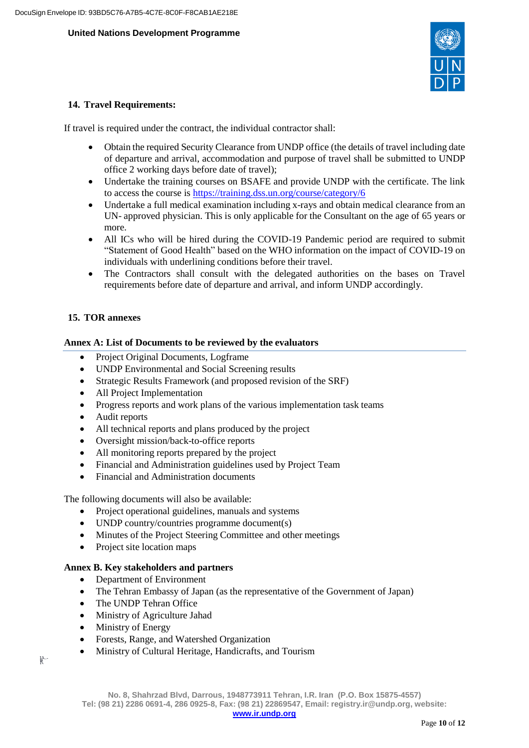## 14. Travel Requirements:

If travel is required under the contract, the individual contractor shall:

- Obtain the required Security Clearance from UNDP office (the details of travel including date of departure and arrival, accommodation and purpose of travel shall be submitted to UNDP office 2 working days before date of travel);
- Undertake the training courses on BSAFE and provide UNDP with the certificate. The link to access the course is https://training.dss.un.org/course/category/6
- Undertake a full medical examination including x-rays and obtain medical clearance from an UN- approved physician. This is only applicable for the Consultant on the age of 65 years or more.
- All ICs who will be hired during the COVID-19 Pandemic period are required to submit "Statement of Good Health" based on the WHO information on the impact of COVID-19 on individuals with underlining conditions before their travel.
- The Contractors shall consult with the delegated authorities on the bases on Travel requirements before date of departure and arrival, and inform UNDP accordingly.

## 15. TOR annexes

### Annex A: List of Documents to be reviewed by the evaluators

- Project Original Documents, Logframe
- UNDP Environmental and Social Screening results
- Strategic Results Framework (and proposed revision of the SRF)
- All Project Implementation
- Progress reports and work plans of the various implementation task teams
- Audit reports
- All technical reports and plans produced by the project
- Oversight mission/back-to-office reports
- All monitoring reports prepared by the project
- Financial and Administration guidelines used by Project Team
- Financial and Administration documents

The following documents will also be available:

- Project operational guidelines, manuals and systems
- UNDP country/countries programme document(s)
- Minutes of the Project Steering Committee and other meetings
- Project site location maps

### Annex B. Key stakeholders and partners

- Department of Environment
- The Tehran Embassy of Japan (as the representative of the Government of Japan)
- The UNDP Tehran Office
- Ministry of Agriculture Jahad
- Ministry of Energy
- Forests, Range, and Watershed Organization
- Ministry of Cultural Heritage, Handicrafts, and Tourism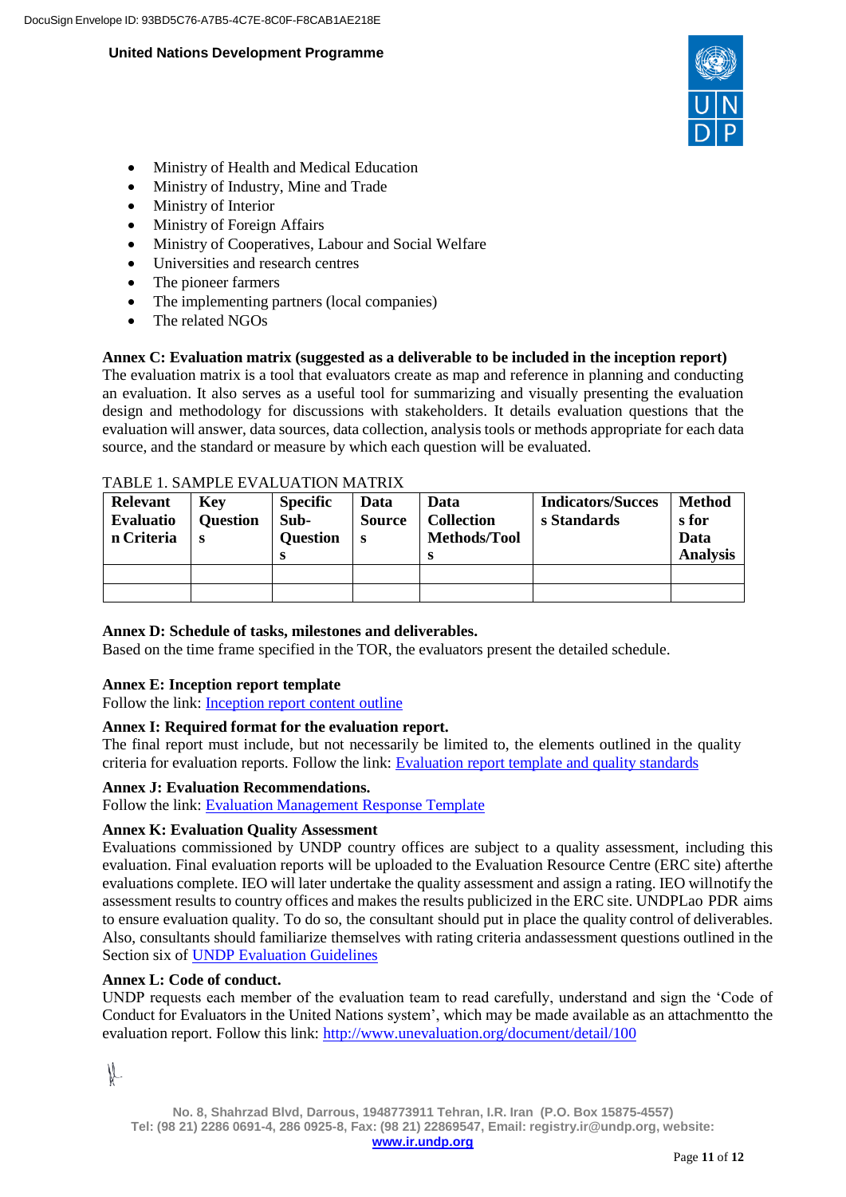- Ministry of Health and Medical Education
- Ministry of Industry, Mine and Trade
- Ministry of Interior
- Ministry of Foreign Affairs
- Ministry of Cooperatives, Labour and Social Welfare
- Universities and research centres
- The pioneer farmers
- The implementing partners (local companies)
- The related NGOs

**Annex C: Evaluation matrix (suggested as a deliverable to be included in the inception report)**
The evaluation matrix is a tool that evaluators create as map and reference in planning and conducting an evaluation. It also serves as a useful tool for summarizing and visually presenting the evaluation design and methodology for discussions with stakeholders. It details evaluation questions that the evaluation will answer, data sources, data collection, analysis tools or methods appropriate for each data source, and the standard or measure by which each question will be evaluated.

TABLE 1. SAMPLE EVALUATION MATRIX

| Relevant Evaluation Criteria | Key Questions | Specific Sub-Questions | Data Sources | Data Collection Methods/Tools | Indicators/Success Standards | Methods for Data Analysis |
|---|---|---|---|---|---|---|
| | | | | | | |
| | | | | | | |

**Annex D: Schedule of tasks, milestones and deliverables.**
Based on the time frame specified in the TOR, the evaluators present the detailed schedule.

**Annex E: Inception report template**
Follow the link: [Inception report content outline]()

**Annex I: Required format for the evaluation report.**
The final report must include, but not necessarily be limited to, the elements outlined in the quality criteria for evaluation reports. Follow the link: [Evaluation report template and quality standards]()

**Annex J: Evaluation Recommendations.**
Follow the link: [Evaluation Management Response Template]()

**Annex K: Evaluation Quality Assessment**
Evaluations commissioned by UNDP country offices are subject to a quality assessment, including this evaluation. Final evaluation reports will be uploaded to the Evaluation Resource Centre (ERC site) afterthe evaluations complete. IEO will later undertake the quality assessment and assign a rating. IEO willnotify the assessment results to country offices and makes the results publicized in the ERC site. UNDPLao PDR aims to ensure evaluation quality. To do so, the consultant should put in place the quality control of deliverables. Also, consultants should familiarize themselves with rating criteria andassessment questions outlined in the Section six of [UNDP Evaluation Guidelines]()

**Annex L: Code of conduct.**
UNDP requests each member of the evaluation team to read carefully, understand and sign the 'Code of Conduct for Evaluators in the United Nations system', which may be made available as an attachmentto the evaluation report. Follow this link: [http://www.unevaluation.org/document/detail/100](http://www.unevaluation.org/document/detail/100)